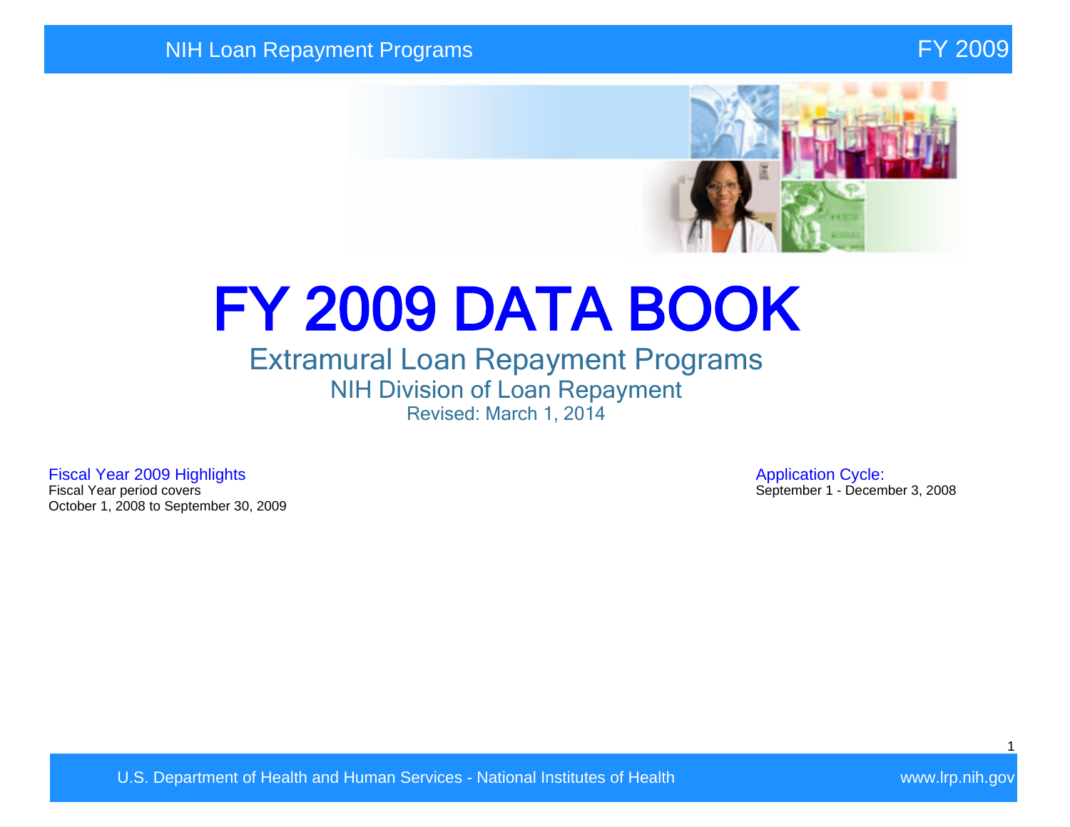# FY 2009 DATA BOOK

## Extramural Loan Repayment Programs

### NIH Division of Loan Repayment

Revised: March 1, 2014

**Fiscal Year 2009 Highlights**

Fiscal Year period covers
October 1, 2008 to September 30, 2009

**Application Cycle:**

September 1 - December 3, 2008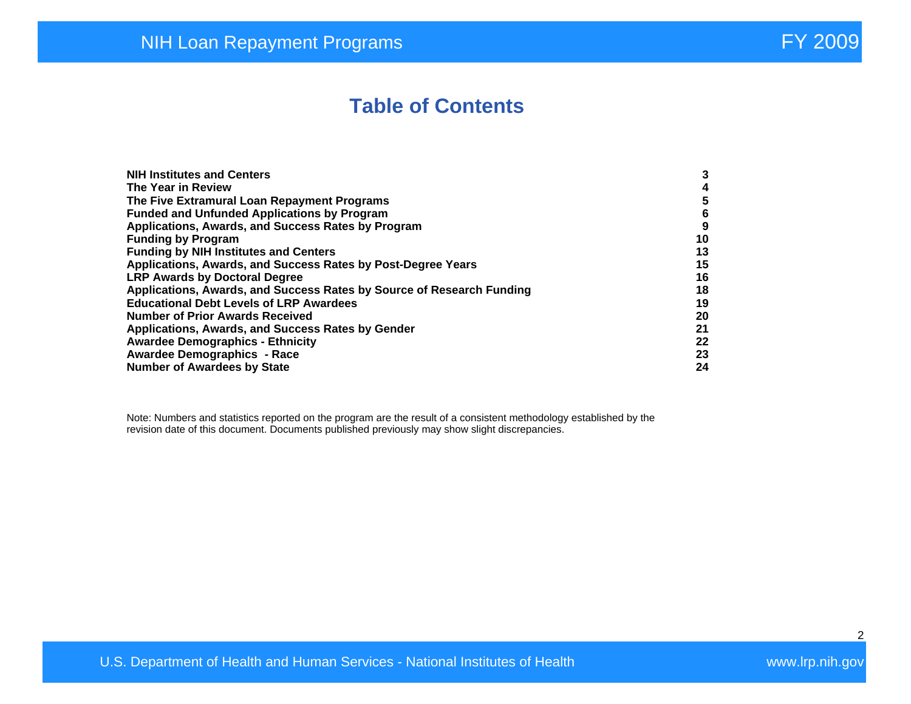# Table of Contents

| | |
|---|---|
| **NIH Institutes and Centers** | **3** |
| **The Year in Review** | **4** |
| **The Five Extramural Loan Repayment Programs** | **5** |
| **Funded and Unfunded Applications by Program** | **6** |
| **Applications, Awards, and Success Rates by Program** | **9** |
| **Funding by Program** | **10** |
| **Funding by NIH Institutes and Centers** | **13** |
| **Applications, Awards, and Success Rates by Post-Degree Years** | **15** |
| **LRP Awards by Doctoral Degree** | **16** |
| **Applications, Awards, and Success Rates by Source of Research Funding** | **18** |
| **Educational Debt Levels of LRP Awardees** | **19** |
| **Number of Prior Awards Received** | **20** |
| **Applications, Awards, and Success Rates by Gender** | **21** |
| **Awardee Demographics - Ethnicity** | **22** |
| **Awardee Demographics - Race** | **23** |
| **Number of Awardees by State** | **24** |

Note: Numbers and statistics reported on the program are the result of a consistent methodology established by the revision date of this document. Documents published previously may show slight discrepancies.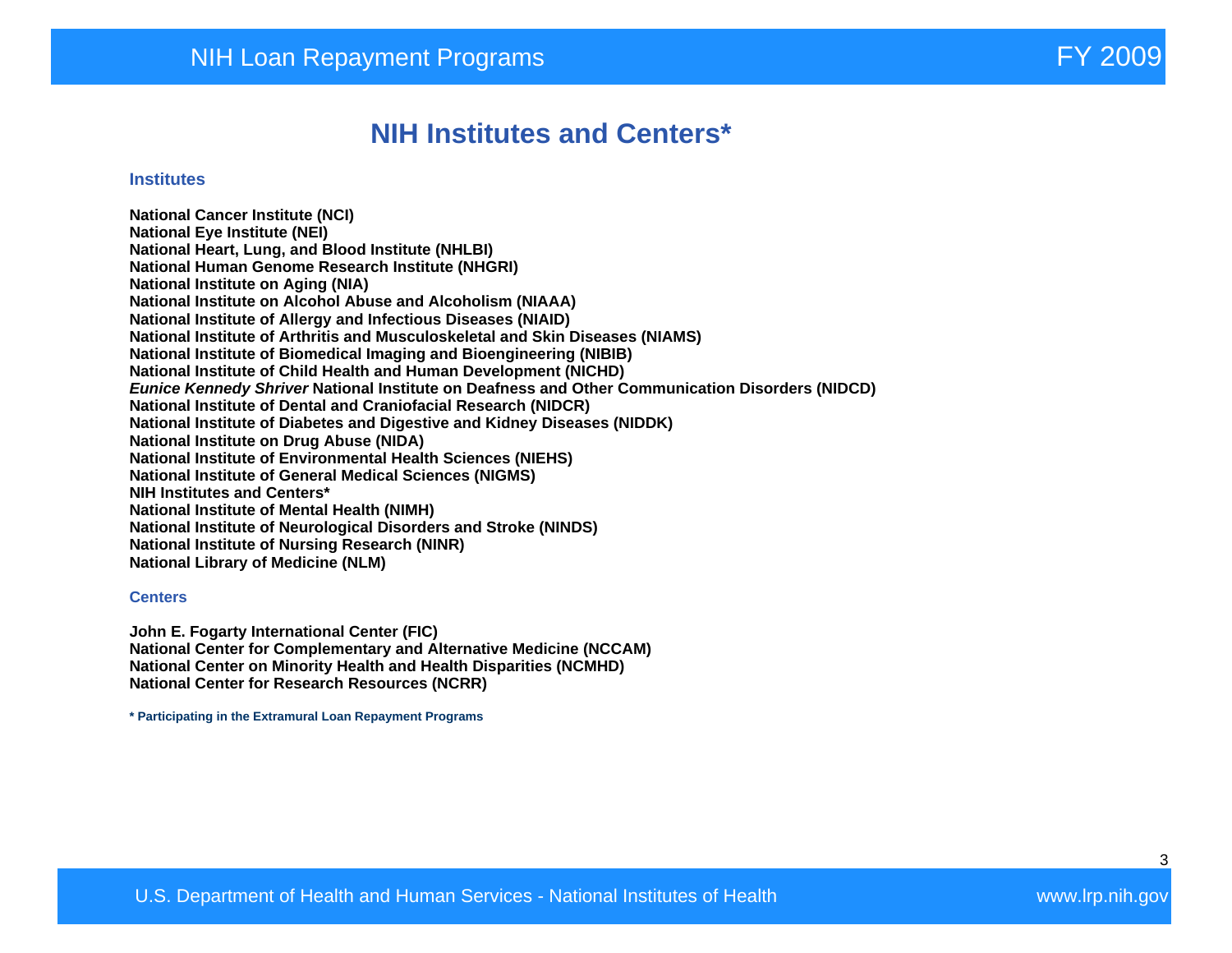# NIH Institutes and Centers*

### Institutes

**National Cancer Institute (NCI)**
**National Eye Institute (NEI)**
**National Heart, Lung, and Blood Institute (NHLBI)**
**National Human Genome Research Institute (NHGRI)**
**National Institute on Aging (NIA)**
**National Institute on Alcohol Abuse and Alcoholism (NIAAA)**
**National Institute of Allergy and Infectious Diseases (NIAID)**
**National Institute of Arthritis and Musculoskeletal and Skin Diseases (NIAMS)**
**National Institute of Biomedical Imaging and Bioengineering (NIBIB)**
**National Institute of Child Health and Human Development (NICHD)**
***Eunice Kennedy Shriver* National Institute on Deafness and Other Communication Disorders (NIDCD)**
**National Institute of Dental and Craniofacial Research (NIDCR)**
**National Institute of Diabetes and Digestive and Kidney Diseases (NIDDK)**
**National Institute on Drug Abuse (NIDA)**
**National Institute of Environmental Health Sciences (NIEHS)**
**National Institute of General Medical Sciences (NIGMS)**
**NIH Institutes and Centers***
**National Institute of Mental Health (NIMH)**
**National Institute of Neurological Disorders and Stroke (NINDS)**
**National Institute of Nursing Research (NINR)**
**National Library of Medicine (NLM)**

### Centers

**John E. Fogarty International Center (FIC)**
**National Center for Complementary and Alternative Medicine (NCCAM)**
**National Center on Minority Health and Health Disparities (NCMHD)**
**National Center for Research Resources (NCRR)**

**\* Participating in the Extramural Loan Repayment Programs**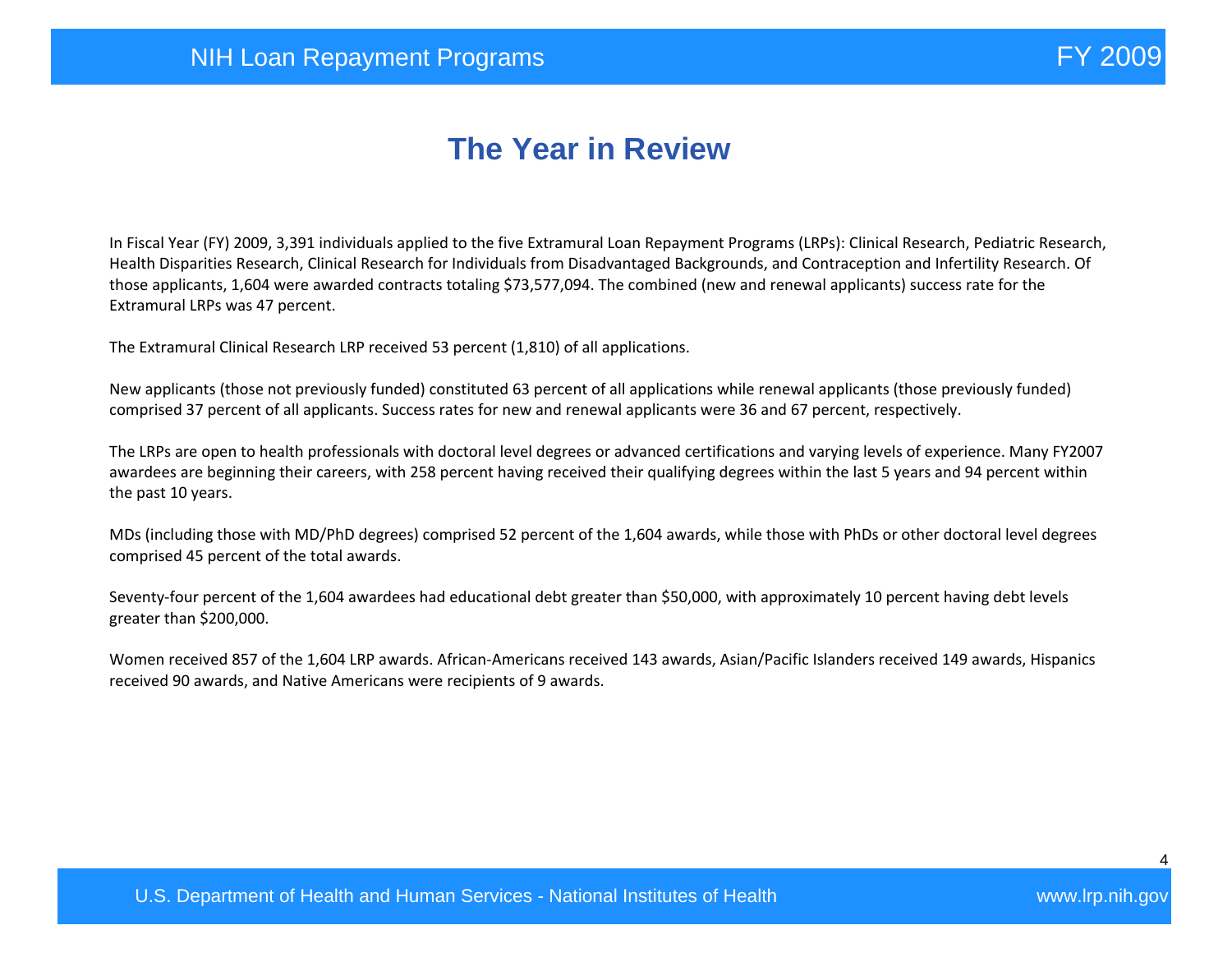# The Year in Review

In Fiscal Year (FY) 2009, 3,391 individuals applied to the five Extramural Loan Repayment Programs (LRPs): Clinical Research, Pediatric Research, Health Disparities Research, Clinical Research for Individuals from Disadvantaged Backgrounds, and Contraception and Infertility Research. Of those applicants, 1,604 were awarded contracts totaling $73,577,094. The combined (new and renewal applicants) success rate for the Extramural LRPs was 47 percent.

The Extramural Clinical Research LRP received 53 percent (1,810) of all applications.

New applicants (those not previously funded) constituted 63 percent of all applications while renewal applicants (those previously funded) comprised 37 percent of all applicants. Success rates for new and renewal applicants were 36 and 67 percent, respectively.

The LRPs are open to health professionals with doctoral level degrees or advanced certifications and varying levels of experience. Many FY2007 awardees are beginning their careers, with 258 percent having received their qualifying degrees within the last 5 years and 94 percent within the past 10 years.

MDs (including those with MD/PhD degrees) comprised 52 percent of the 1,604 awards, while those with PhDs or other doctoral level degrees comprised 45 percent of the total awards.

Seventy-four percent of the 1,604 awardees had educational debt greater than $50,000, with approximately 10 percent having debt levels greater than $200,000.

Women received 857 of the 1,604 LRP awards. African-Americans received 143 awards, Asian/Pacific Islanders received 149 awards, Hispanics received 90 awards, and Native Americans were recipients of 9 awards.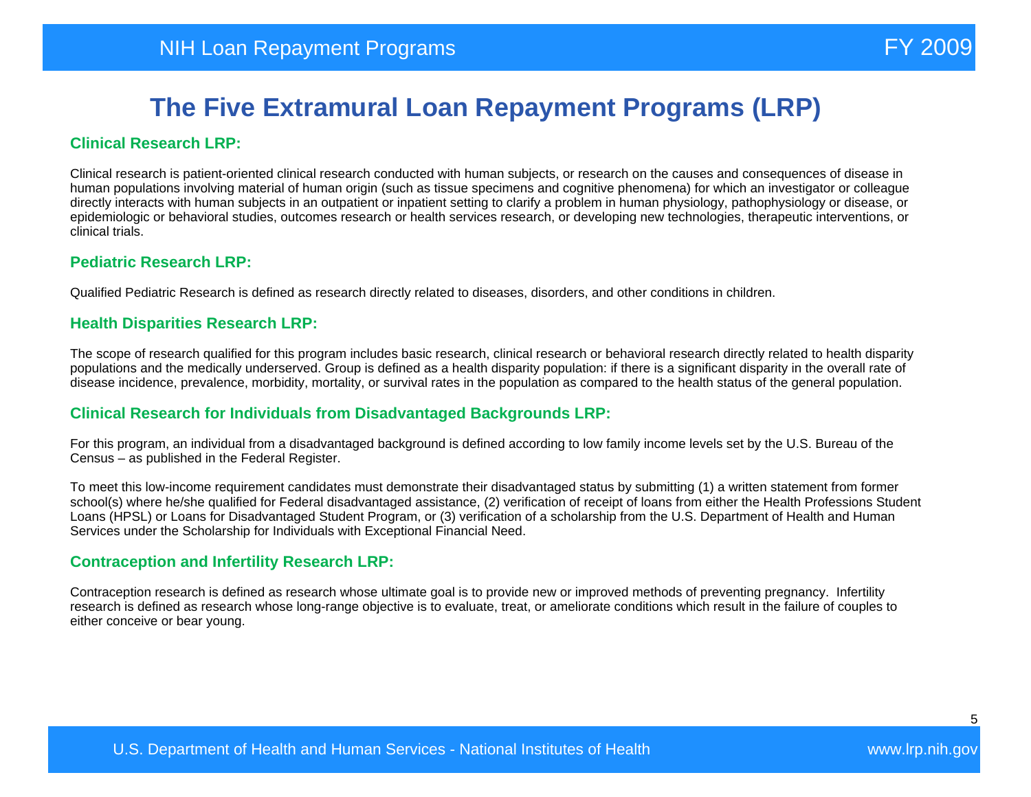# The Five Extramural Loan Repayment Programs (LRP)

### Clinical Research LRP:

Clinical research is patient-oriented clinical research conducted with human subjects, or research on the causes and consequences of disease in human populations involving material of human origin (such as tissue specimens and cognitive phenomena) for which an investigator or colleague directly interacts with human subjects in an outpatient or inpatient setting to clarify a problem in human physiology, pathophysiology or disease, or epidemiologic or behavioral studies, outcomes research or health services research, or developing new technologies, therapeutic interventions, or clinical trials.

### Pediatric Research LRP:

Qualified Pediatric Research is defined as research directly related to diseases, disorders, and other conditions in children.

### Health Disparities Research LRP:

The scope of research qualified for this program includes basic research, clinical research or behavioral research directly related to health disparity populations and the medically underserved. Group is defined as a health disparity population: if there is a significant disparity in the overall rate of disease incidence, prevalence, morbidity, mortality, or survival rates in the population as compared to the health status of the general population.

### Clinical Research for Individuals from Disadvantaged Backgrounds LRP:

For this program, an individual from a disadvantaged background is defined according to low family income levels set by the U.S. Bureau of the Census – as published in the Federal Register.

To meet this low-income requirement candidates must demonstrate their disadvantaged status by submitting (1) a written statement from former school(s) where he/she qualified for Federal disadvantaged assistance, (2) verification of receipt of loans from either the Health Professions Student Loans (HPSL) or Loans for Disadvantaged Student Program, or (3) verification of a scholarship from the U.S. Department of Health and Human Services under the Scholarship for Individuals with Exceptional Financial Need.

### Contraception and Infertility Research LRP:

Contraception research is defined as research whose ultimate goal is to provide new or improved methods of preventing pregnancy. Infertility research is defined as research whose long-range objective is to evaluate, treat, or ameliorate conditions which result in the failure of couples to either conceive or bear young.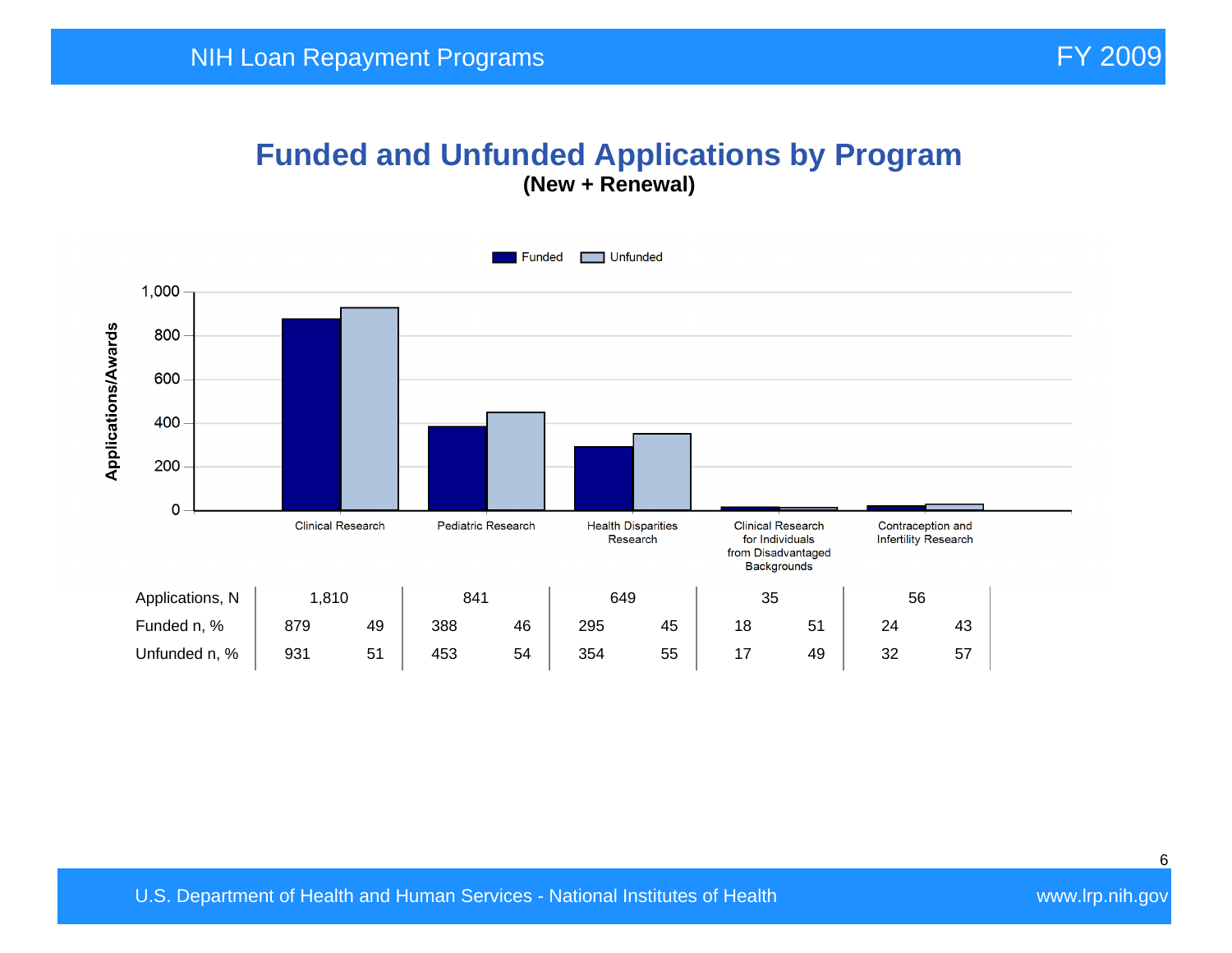# Funded and Unfunded Applications by Program

**(New + Renewal)**

Funded | Unfunded

| | Clinical Research | | Pediatric Research | | Health Disparities Research | | Clinical Research for Individuals from Disadvantaged Backgrounds | | Contraception and Infertility Research | |
|---|---|---|---|---|---|---|---|---|---|---|
| Applications, N | 1,810 | | 841 | | 649 | | 35 | | 56 | |
| Funded n, % | 879 | 49 | 388 | 46 | 295 | 45 | 18 | 51 | 24 | 43 |
| Unfunded n, % | 931 | 51 | 453 | 54 | 354 | 55 | 17 | 49 | 32 | 57 |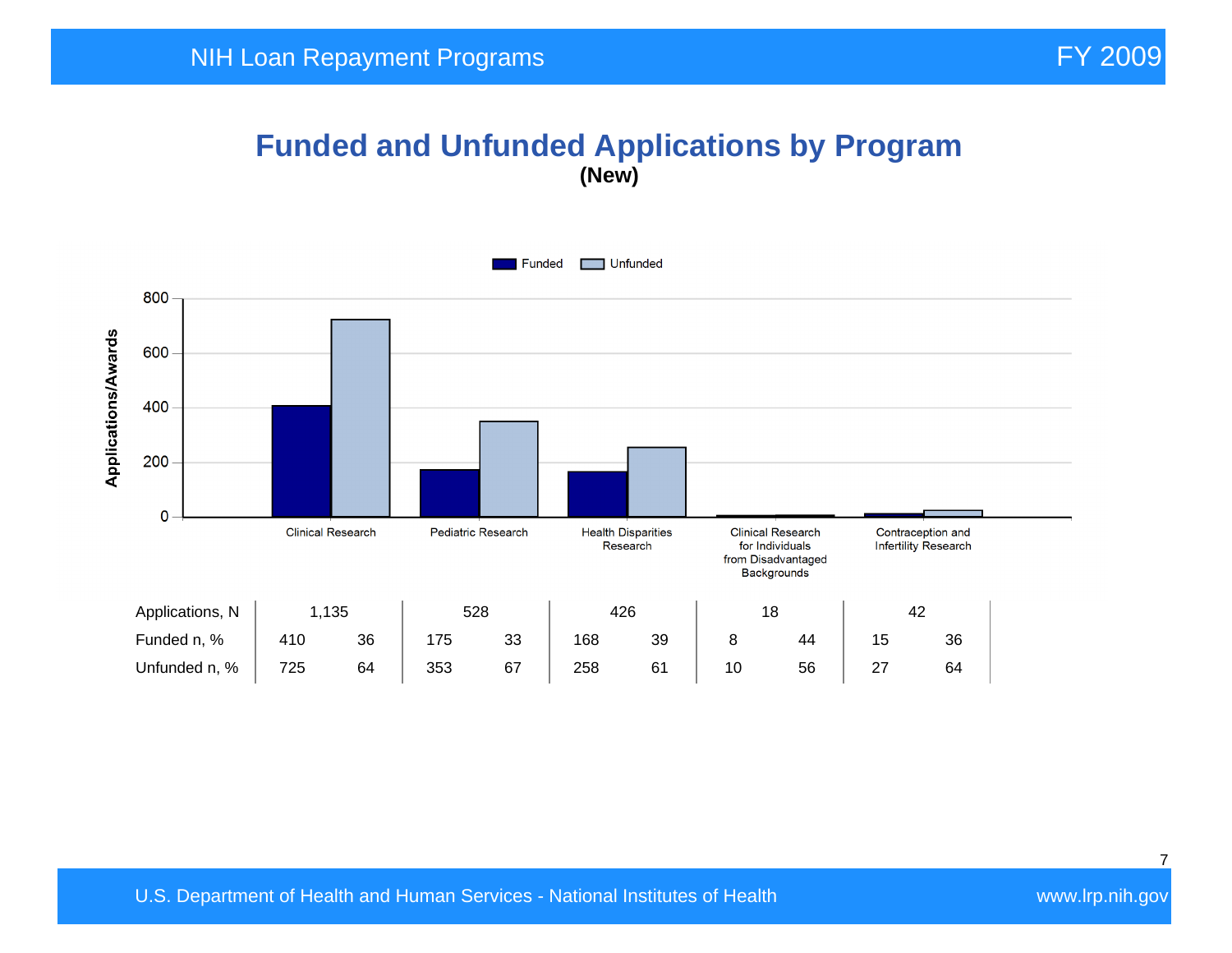# Funded and Unfunded Applications by Program

**(New)**

| | Clinical Research | | Pediatric Research | | Health Disparities Research | | Clinical Research for Individuals from Disadvantaged Backgrounds | | Contraception and Infertility Research | |
|---|---|---|---|---|---|---|---|---|---|---|
| Applications, N | 1,135 | | 528 | | 426 | | 18 | | 42 | |
| Funded n, % | 410 | 36 | 175 | 33 | 168 | 39 | 8 | 44 | 15 | 36 |
| Unfunded n, % | 725 | 64 | 353 | 67 | 258 | 61 | 10 | 56 | 27 | 64 |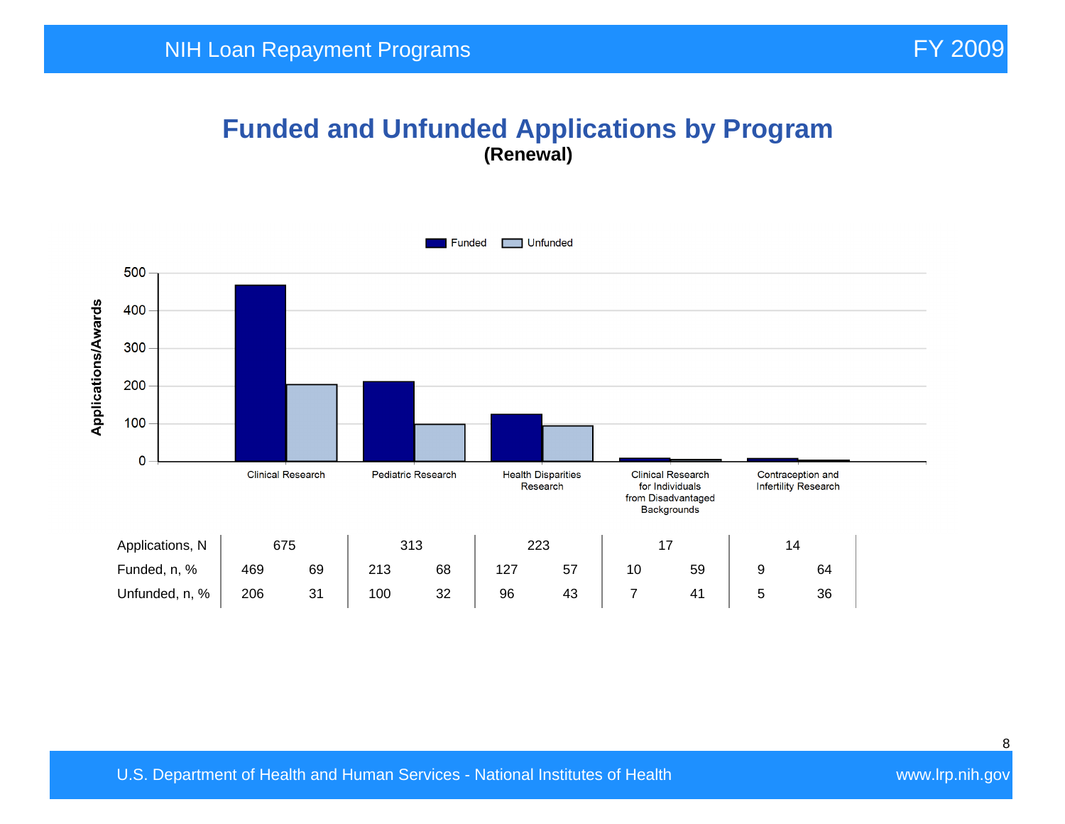# Funded and Unfunded Applications by Program

**(Renewal)**

| | Clinical Research | | Pediatric Research | | Health Disparities Research | | Clinical Research for Individuals from Disadvantaged Backgrounds | | Contraception and Infertility Research | |
|---|---|---|---|---|---|---|---|---|---|---|
| Applications, N | 675 | | 313 | | 223 | | 17 | | 14 | |
| Funded, n, % | 469 | 69 | 213 | 68 | 127 | 57 | 10 | 59 | 9 | 64 |
| Unfunded, n, % | 206 | 31 | 100 | 32 | 96 | 43 | 7 | 41 | 5 | 36 |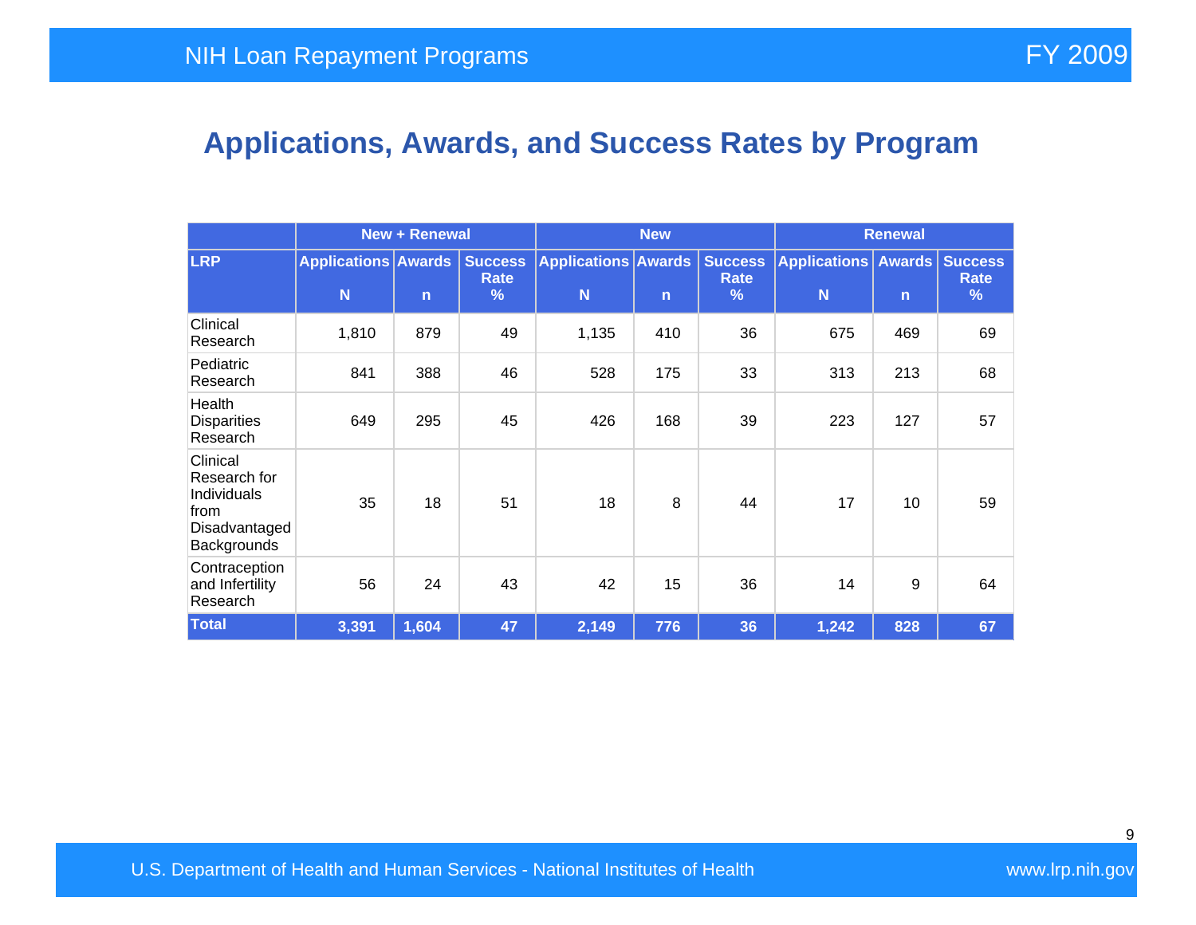## Applications, Awards, and Success Rates by Program

| | New + Renewal | | | New | | | Renewal | | |
|---|---|---|---|---|---|---|---|---|---|
| **LRP** | **Applications N** | **Awards n** | **Success Rate %** | **Applications N** | **Awards n** | **Success Rate %** | **Applications N** | **Awards n** | **Success Rate %** |
| Clinical Research | 1,810 | 879 | 49 | 1,135 | 410 | 36 | 675 | 469 | 69 |
| Pediatric Research | 841 | 388 | 46 | 528 | 175 | 33 | 313 | 213 | 68 |
| Health Disparities Research | 649 | 295 | 45 | 426 | 168 | 39 | 223 | 127 | 57 |
| Clinical Research for Individuals from Disadvantaged Backgrounds | 35 | 18 | 51 | 18 | 8 | 44 | 17 | 10 | 59 |
| Contraception and Infertility Research | 56 | 24 | 43 | 42 | 15 | 36 | 14 | 9 | 64 |
| **Total** | **3,391** | **1,604** | **47** | **2,149** | **776** | **36** | **1,242** | **828** | **67** |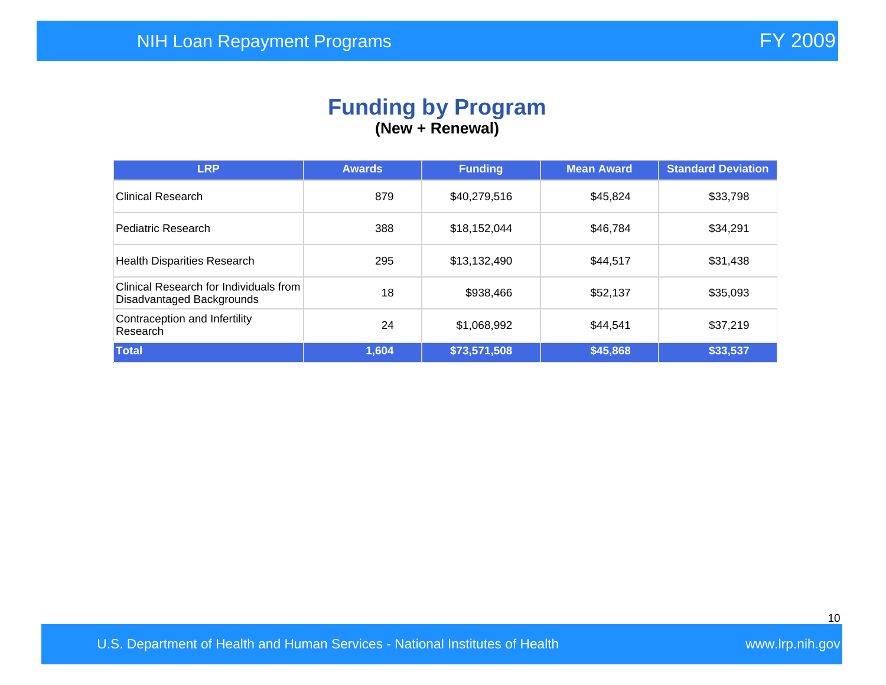# Funding by Program

**(New + Renewal)**

| LRP | Awards | Funding | Mean Award | Standard Deviation |
| --- | --- | --- | --- | --- |
| Clinical Research | 879 | $40,279,516 | $45,824 | $33,798 |
| Pediatric Research | 388 | $18,152,044 | $46,784 | $34,291 |
| Health Disparities Research | 295 | $13,132,490 | $44,517 | $31,438 |
| Clinical Research for Individuals from Disadvantaged Backgrounds | 18 | $938,466 | $52,137 | $35,093 |
| Contraception and Infertility Research | 24 | $1,068,992 | $44,541 | $37,219 |
| **Total** | **1,604** | **$73,571,508** | **$45,868** | **$33,537** |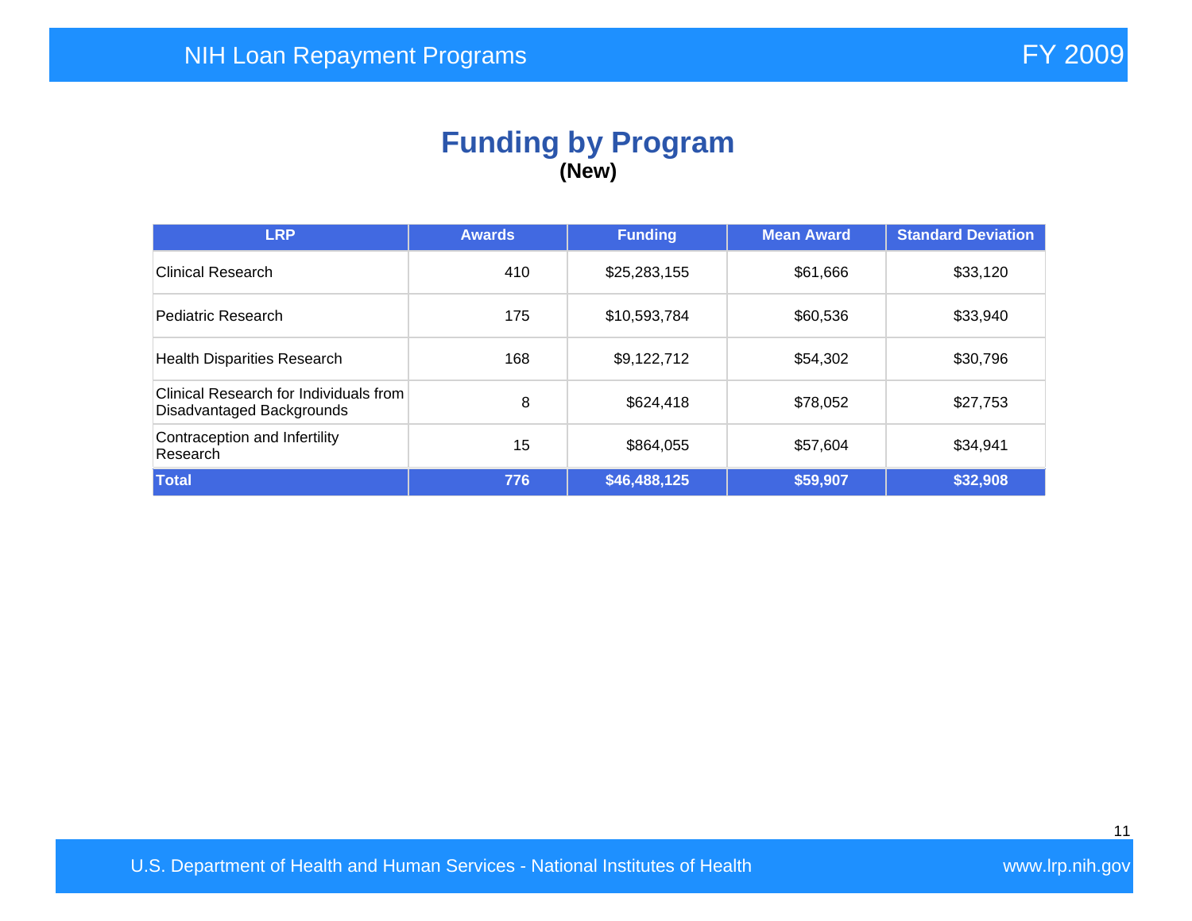# Funding by Program

**(New)**

| LRP | Awards | Funding | Mean Award | Standard Deviation |
|---|---|---|---|---|
| Clinical Research | 410 | $25,283,155 | $61,666 | $33,120 |
| Pediatric Research | 175 | $10,593,784 | $60,536 | $33,940 |
| Health Disparities Research | 168 | $9,122,712 | $54,302 | $30,796 |
| Clinical Research for Individuals from Disadvantaged Backgrounds | 8 | $624,418 | $78,052 | $27,753 |
| Contraception and Infertility Research | 15 | $864,055 | $57,604 | $34,941 |
| **Total** | **776** | **$46,488,125** | **$59,907** | **$32,908** |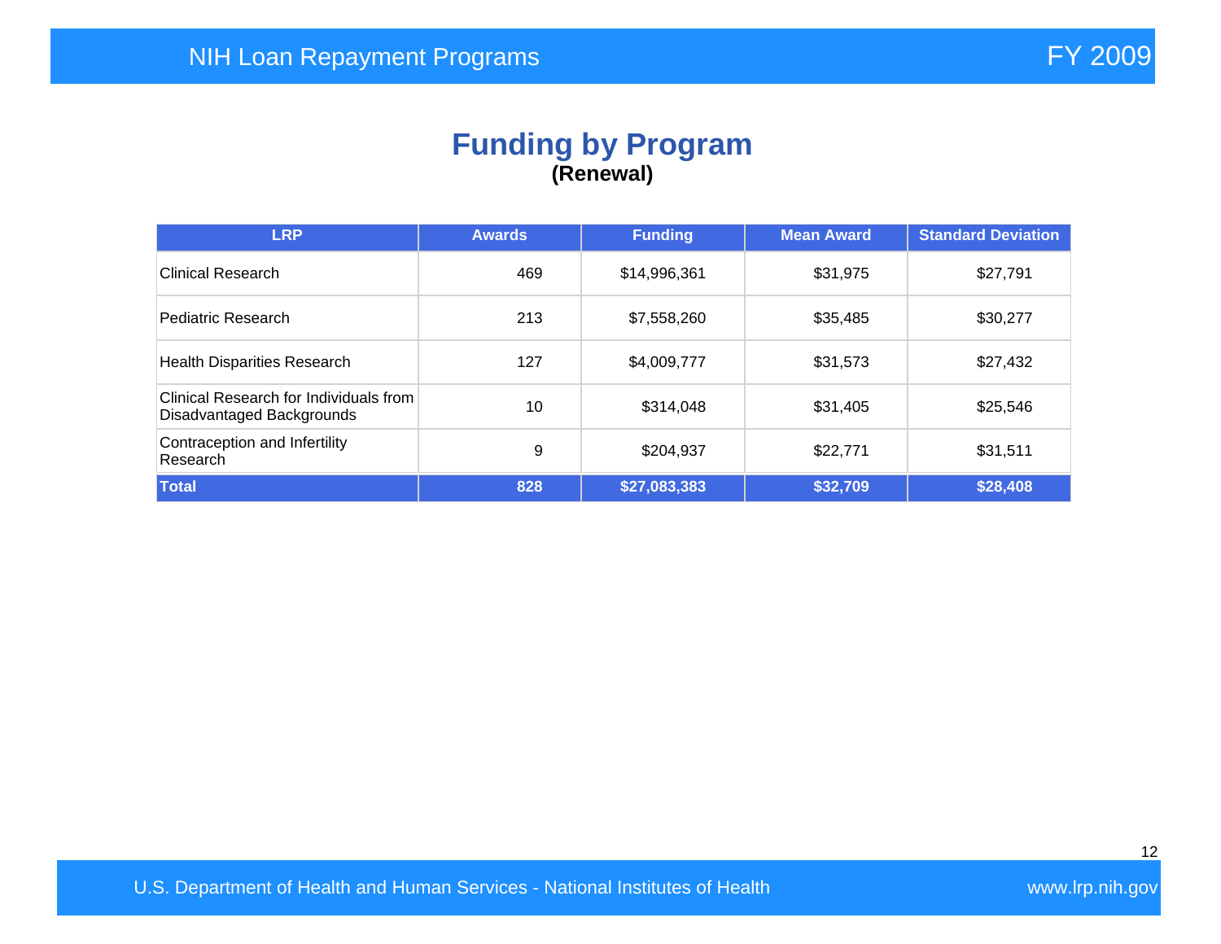# Funding by Program

**(Renewal)**

| LRP | Awards | Funding | Mean Award | Standard Deviation |
|---|---|---|---|---|
| Clinical Research | 469 | $14,996,361 | $31,975 | $27,791 |
| Pediatric Research | 213 | $7,558,260 | $35,485 | $30,277 |
| Health Disparities Research | 127 | $4,009,777 | $31,573 | $27,432 |
| Clinical Research for Individuals from Disadvantaged Backgrounds | 10 | $314,048 | $31,405 | $25,546 |
| Contraception and Infertility Research | 9 | $204,937 | $22,771 | $31,511 |
| **Total** | **828** | **$27,083,383** | **$32,709** | **$28,408** |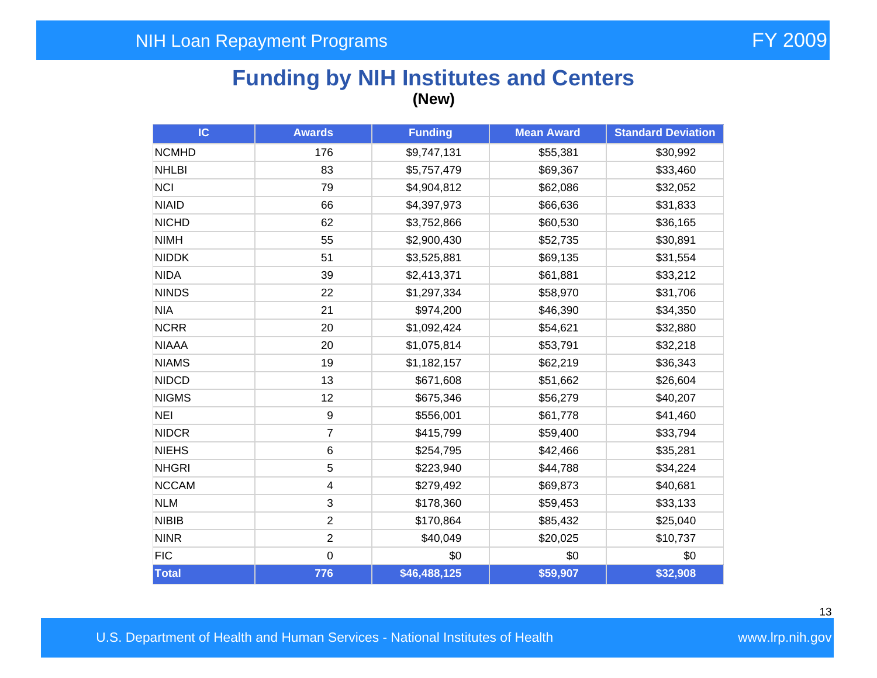# Funding by NIH Institutes and Centers

**(New)**

| IC | Awards | Funding | Mean Award | Standard Deviation |
|---|---|---|---|---|
| NCMHD | 176 | $9,747,131 | $55,381 | $30,992 |
| NHLBI | 83 | $5,757,479 | $69,367 | $33,460 |
| NCI | 79 | $4,904,812 | $62,086 | $32,052 |
| NIAID | 66 | $4,397,973 | $66,636 | $31,833 |
| NICHD | 62 | $3,752,866 | $60,530 | $36,165 |
| NIMH | 55 | $2,900,430 | $52,735 | $30,891 |
| NIDDK | 51 | $3,525,881 | $69,135 | $31,554 |
| NIDA | 39 | $2,413,371 | $61,881 | $33,212 |
| NINDS | 22 | $1,297,334 | $58,970 | $31,706 |
| NIA | 21 | $974,200 | $46,390 | $34,350 |
| NCRR | 20 | $1,092,424 | $54,621 | $32,880 |
| NIAAA | 20 | $1,075,814 | $53,791 | $32,218 |
| NIAMS | 19 | $1,182,157 | $62,219 | $36,343 |
| NIDCD | 13 | $671,608 | $51,662 | $26,604 |
| NIGMS | 12 | $675,346 | $56,279 | $40,207 |
| NEI | 9 | $556,001 | $61,778 | $41,460 |
| NIDCR | 7 | $415,799 | $59,400 | $33,794 |
| NIEHS | 6 | $254,795 | $42,466 | $35,281 |
| NHGRI | 5 | $223,940 | $44,788 | $34,224 |
| NCCAM | 4 | $279,492 | $69,873 | $40,681 |
| NLM | 3 | $178,360 | $59,453 | $33,133 |
| NIBIB | 2 | $170,864 | $85,432 | $25,040 |
| NINR | 2 | $40,049 | $20,025 | $10,737 |
| FIC | 0 | $0 | $0 | $0 |
| **Total** | **776** | **$46,488,125** | **$59,907** | **$32,908** |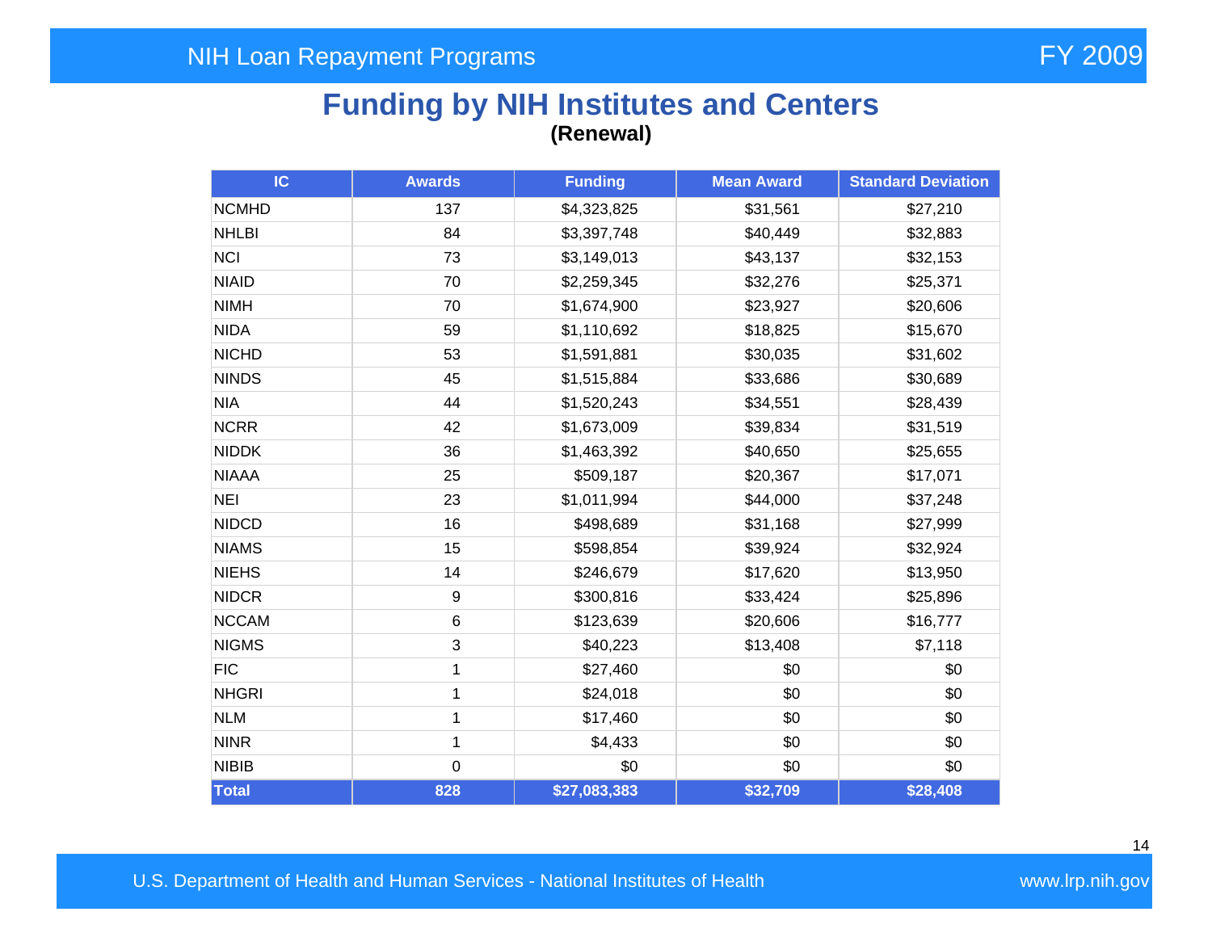# Funding by NIH Institutes and Centers

**(Renewal)**

| IC | Awards | Funding | Mean Award | Standard Deviation |
|---|---|---|---|---|
| NCMHD | 137 | $4,323,825 | $31,561 | $27,210 |
| NHLBI | 84 | $3,397,748 | $40,449 | $32,883 |
| NCI | 73 | $3,149,013 | $43,137 | $32,153 |
| NIAID | 70 | $2,259,345 | $32,276 | $25,371 |
| NIMH | 70 | $1,674,900 | $23,927 | $20,606 |
| NIDA | 59 | $1,110,692 | $18,825 | $15,670 |
| NICHD | 53 | $1,591,881 | $30,035 | $31,602 |
| NINDS | 45 | $1,515,884 | $33,686 | $30,689 |
| NIA | 44 | $1,520,243 | $34,551 | $28,439 |
| NCRR | 42 | $1,673,009 | $39,834 | $31,519 |
| NIDDK | 36 | $1,463,392 | $40,650 | $25,655 |
| NIAAA | 25 | $509,187 | $20,367 | $17,071 |
| NEI | 23 | $1,011,994 | $44,000 | $37,248 |
| NIDCD | 16 | $498,689 | $31,168 | $27,999 |
| NIAMS | 15 | $598,854 | $39,924 | $32,924 |
| NIEHS | 14 | $246,679 | $17,620 | $13,950 |
| NIDCR | 9 | $300,816 | $33,424 | $25,896 |
| NCCAM | 6 | $123,639 | $20,606 | $16,777 |
| NIGMS | 3 | $40,223 | $13,408 | $7,118 |
| FIC | 1 | $27,460 | $0 | $0 |
| NHGRI | 1 | $24,018 | $0 | $0 |
| NLM | 1 | $17,460 | $0 | $0 |
| NINR | 1 | $4,433 | $0 | $0 |
| NIBIB | 0 | $0 | $0 | $0 |
| **Total** | **828** | **$27,083,383** | **$32,709** | **$28,408** |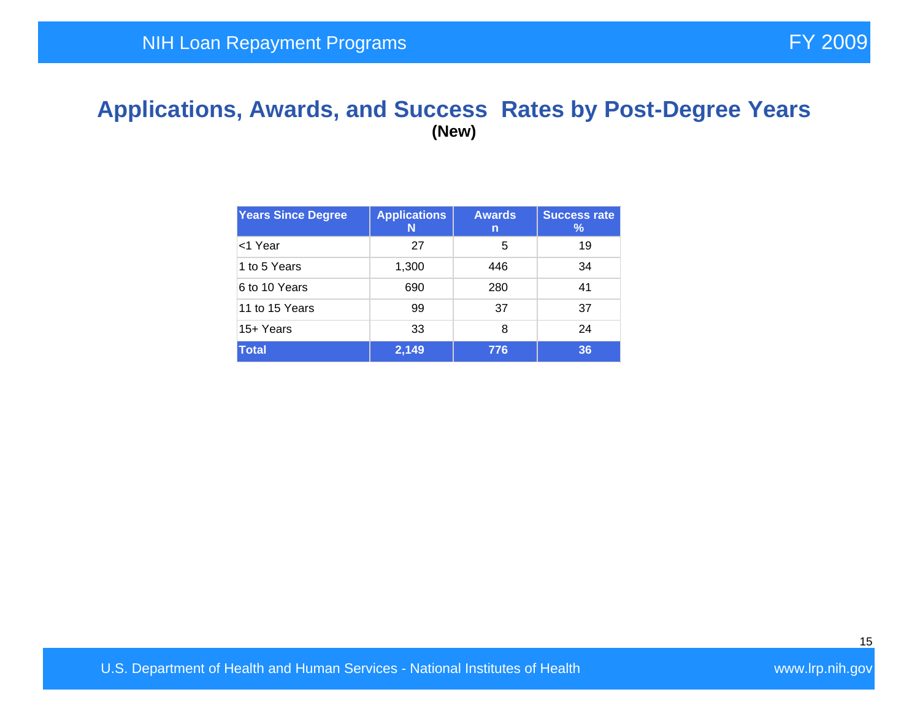# Applications, Awards, and Success Rates by Post-Degree Years

**(New)**

| Years Since Degree | Applications N | Awards n | Success rate % |
|---|---|---|---|
| <1 Year | 27 | 5 | 19 |
| 1 to 5 Years | 1,300 | 446 | 34 |
| 6 to 10 Years | 690 | 280 | 41 |
| 11 to 15 Years | 99 | 37 | 37 |
| 15+ Years | 33 | 8 | 24 |
| **Total** | **2,149** | **776** | **36** |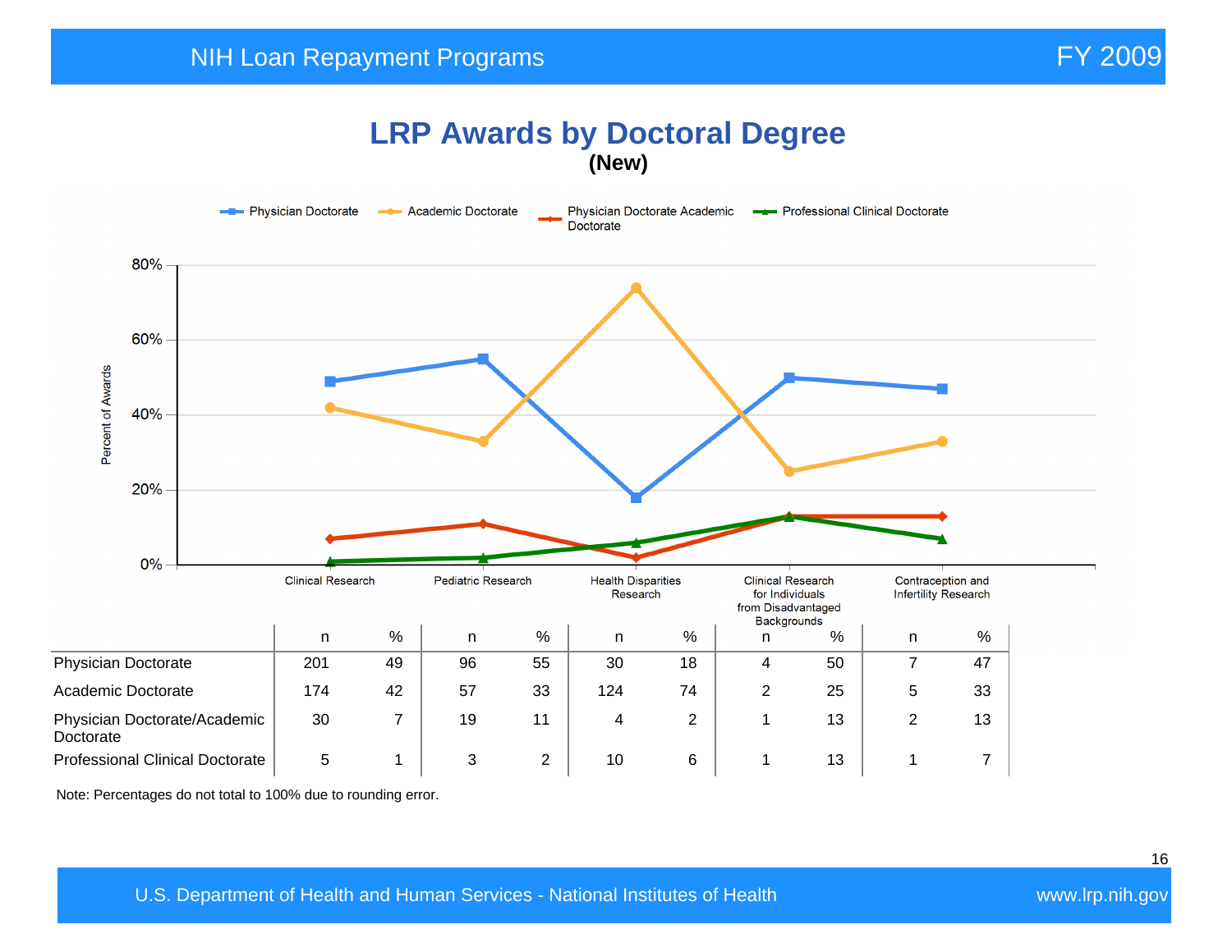# LRP Awards by Doctoral Degree

**(New)**

| | Clinical Research | | Pediatric Research | | Health Disparities Research | | Clinical Research for Individuals from Disadvantaged Backgrounds | | Contraception and Infertility Research | |
|---|---|---|---|---|---|---|---|---|---|---|
| | n | % | n | % | n | % | n | % | n | % |
| Physician Doctorate | 201 | 49 | 96 | 55 | 30 | 18 | 4 | 50 | 7 | 47 |
| Academic Doctorate | 174 | 42 | 57 | 33 | 124 | 74 | 2 | 25 | 5 | 33 |
| Physician Doctorate/Academic Doctorate | 30 | 7 | 19 | 11 | 4 | 2 | 1 | 13 | 2 | 13 |
| Professional Clinical Doctorate | 5 | 1 | 3 | 2 | 10 | 6 | 1 | 13 | 1 | 7 |

Note: Percentages do not total to 100% due to rounding error.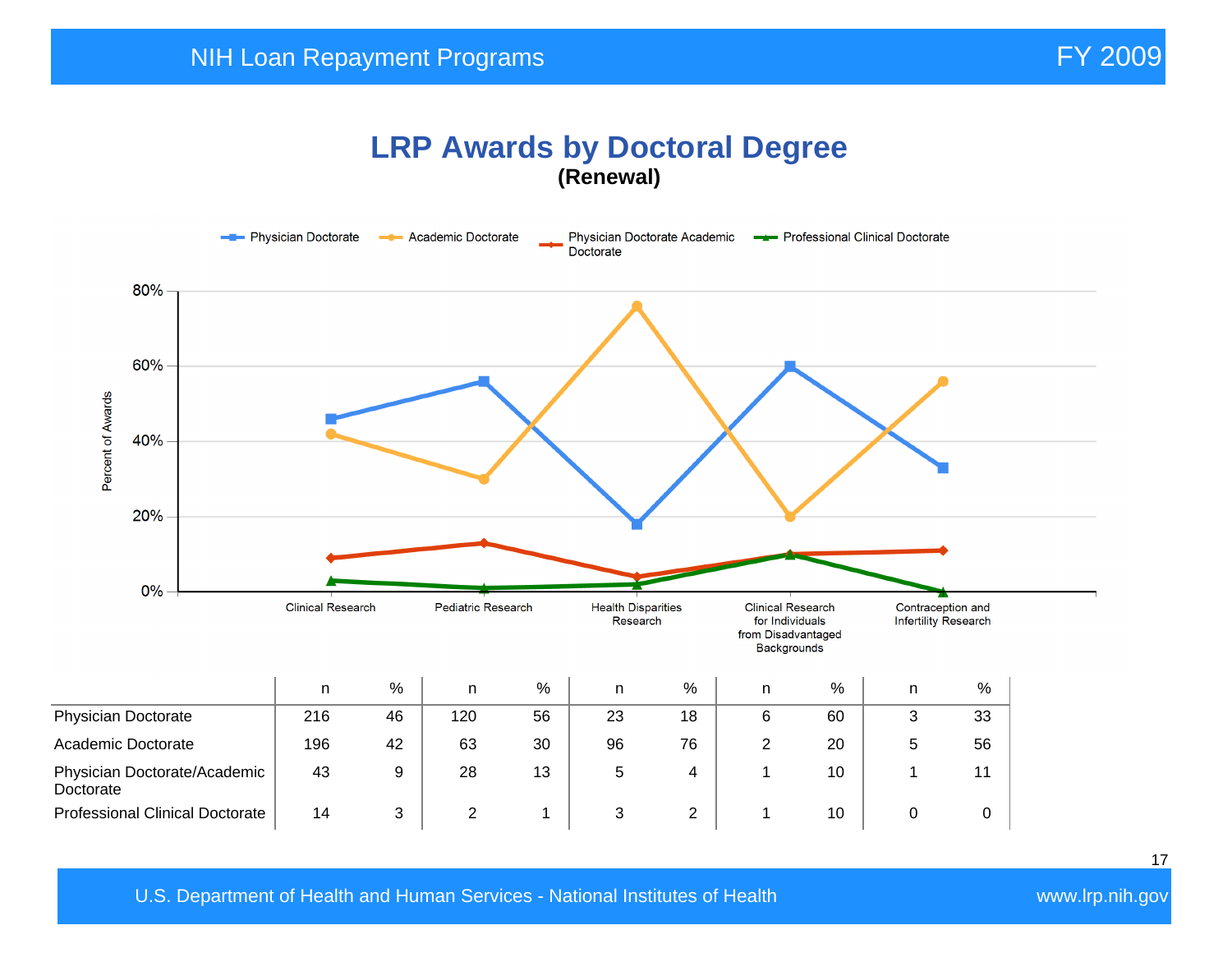# LRP Awards by Doctoral Degree

**(Renewal)**

| | Clinical Research | | Pediatric Research | | Health Disparities Research | | Clinical Research for Individuals from Disadvantaged Backgrounds | | Contraception and Infertility Research | |
|---|---|---|---|---|---|---|---|---|---|---|
| | n | % | n | % | n | % | n | % | n | % |
| Physician Doctorate | 216 | 46 | 120 | 56 | 23 | 18 | 6 | 60 | 3 | 33 |
| Academic Doctorate | 196 | 42 | 63 | 30 | 96 | 76 | 2 | 20 | 5 | 56 |
| Physician Doctorate/Academic Doctorate | 43 | 9 | 28 | 13 | 5 | 4 | 1 | 10 | 1 | 11 |
| Professional Clinical Doctorate | 14 | 3 | 2 | 1 | 3 | 2 | 1 | 10 | 0 | 0 |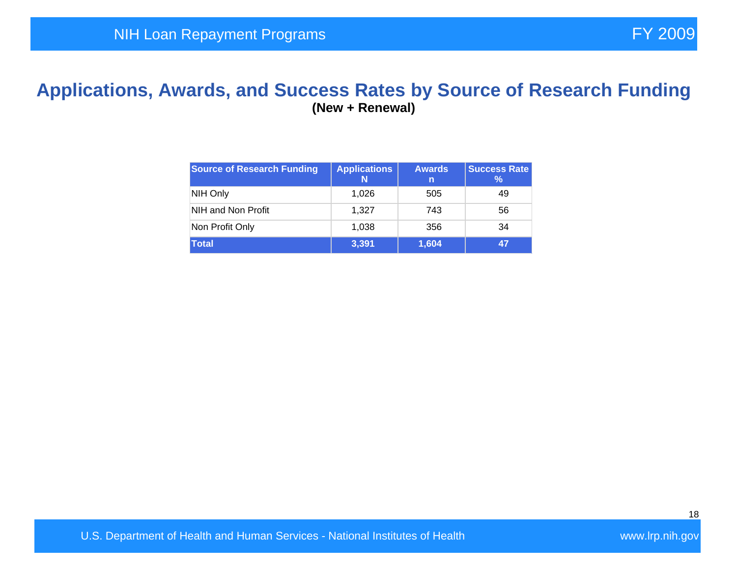# Applications, Awards, and Success Rates by Source of Research Funding

**(New + Renewal)**

| Source of Research Funding | Applications N | Awards n | Success Rate % |
|---|---|---|---|
| NIH Only | 1,026 | 505 | 49 |
| NIH and Non Profit | 1,327 | 743 | 56 |
| Non Profit Only | 1,038 | 356 | 34 |
| **Total** | **3,391** | **1,604** | **47** |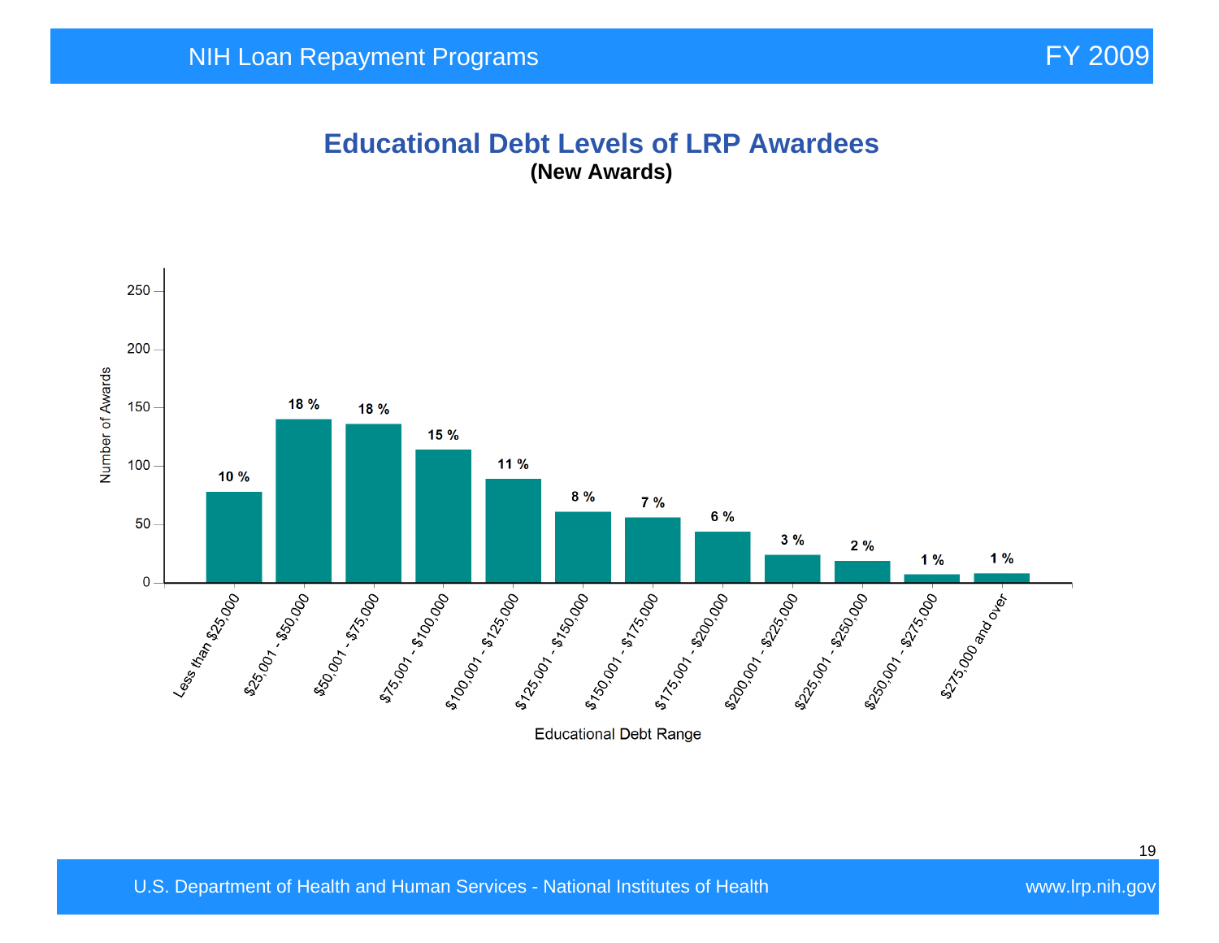## Educational Debt Levels of LRP Awardees

**(New Awards)**

| Educational Debt Range | Percent |
|---|---|
| Less than $25,000 | 10 % |
| $25,001 - $50,000 | 18 % |
| $50,001 - $75,000 | 18 % |
| $75,001 - $100,000 | 15 % |
| $100,001 - $125,000 | 11 % |
| $125,001 - $150,000 | 8 % |
| $150,001 - $175,000 | 7 % |
| $175,001 - $200,000 | 6 % |
| $200,001 - $225,000 | 3 % |
| $225,001 - $250,000 | 2 % |
| $250,001 - $275,000 | 1 % |
| $275,000 and over | 1 % |

Y-axis: Number of Awards (0–250)

X-axis: Educational Debt Range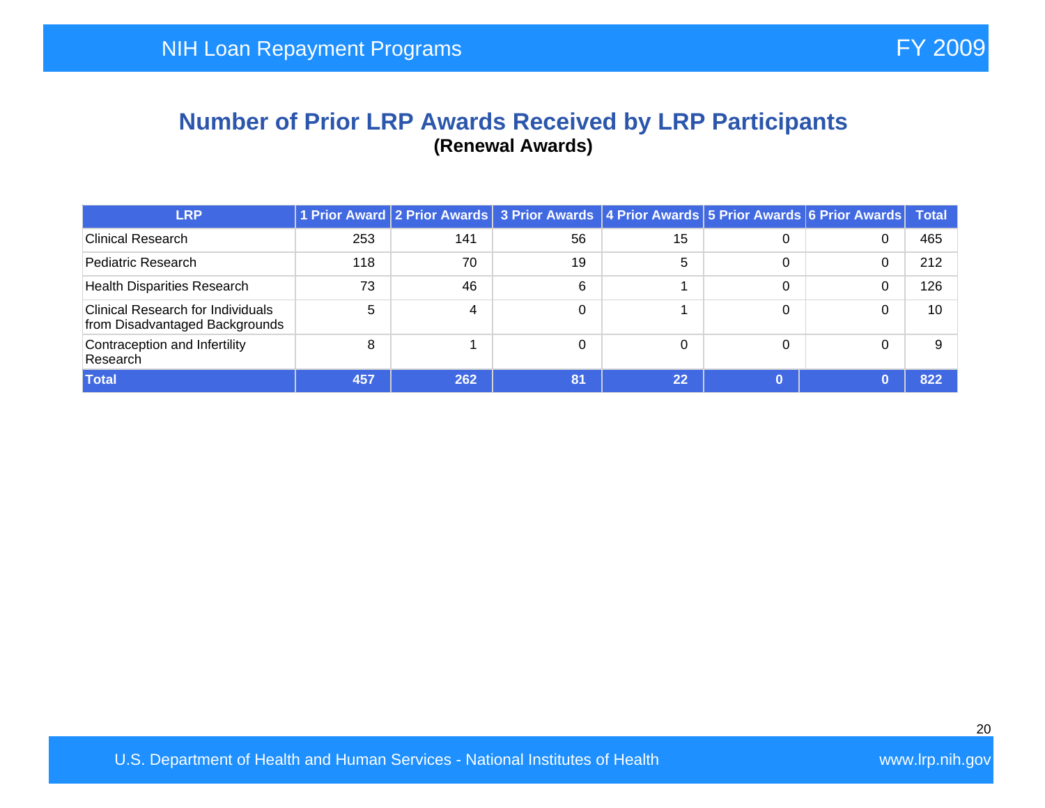# Number of Prior LRP Awards Received by LRP Participants

**(Renewal Awards)**

| LRP | 1 Prior Award | 2 Prior Awards | 3 Prior Awards | 4 Prior Awards | 5 Prior Awards | 6 Prior Awards | Total |
|---|---|---|---|---|---|---|---|
| Clinical Research | 253 | 141 | 56 | 15 | 0 | 0 | 465 |
| Pediatric Research | 118 | 70 | 19 | 5 | 0 | 0 | 212 |
| Health Disparities Research | 73 | 46 | 6 | 1 | 0 | 0 | 126 |
| Clinical Research for Individuals from Disadvantaged Backgrounds | 5 | 4 | 0 | 1 | 0 | 0 | 10 |
| Contraception and Infertility Research | 8 | 1 | 0 | 0 | 0 | 0 | 9 |
| **Total** | **457** | **262** | **81** | **22** | **0** | **0** | **822** |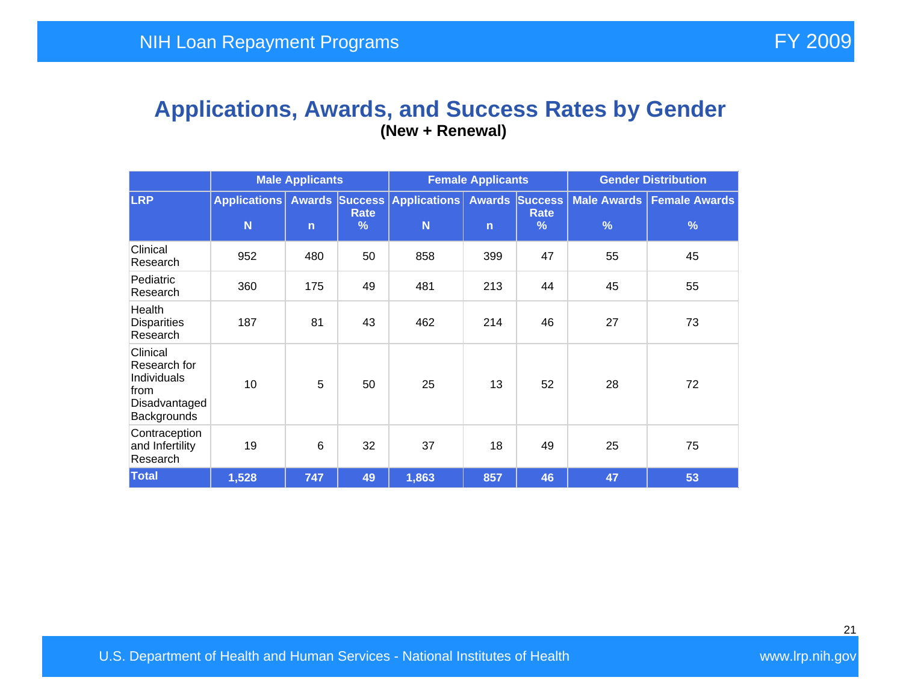# Applications, Awards, and Success Rates by Gender

**(New + Renewal)**

| | Male Applicants | | | Female Applicants | | | Gender Distribution | |
|---|---|---|---|---|---|---|---|---|
| LRP | Applications N | Awards n | Success Rate % | Applications N | Awards n | Success Rate % | Male Awards % | Female Awards % |
| Clinical Research | 952 | 480 | 50 | 858 | 399 | 47 | 55 | 45 |
| Pediatric Research | 360 | 175 | 49 | 481 | 213 | 44 | 45 | 55 |
| Health Disparities Research | 187 | 81 | 43 | 462 | 214 | 46 | 27 | 73 |
| Clinical Research for Individuals from Disadvantaged Backgrounds | 10 | 5 | 50 | 25 | 13 | 52 | 28 | 72 |
| Contraception and Infertility Research | 19 | 6 | 32 | 37 | 18 | 49 | 25 | 75 |
| **Total** | **1,528** | **747** | **49** | **1,863** | **857** | **46** | **47** | **53** |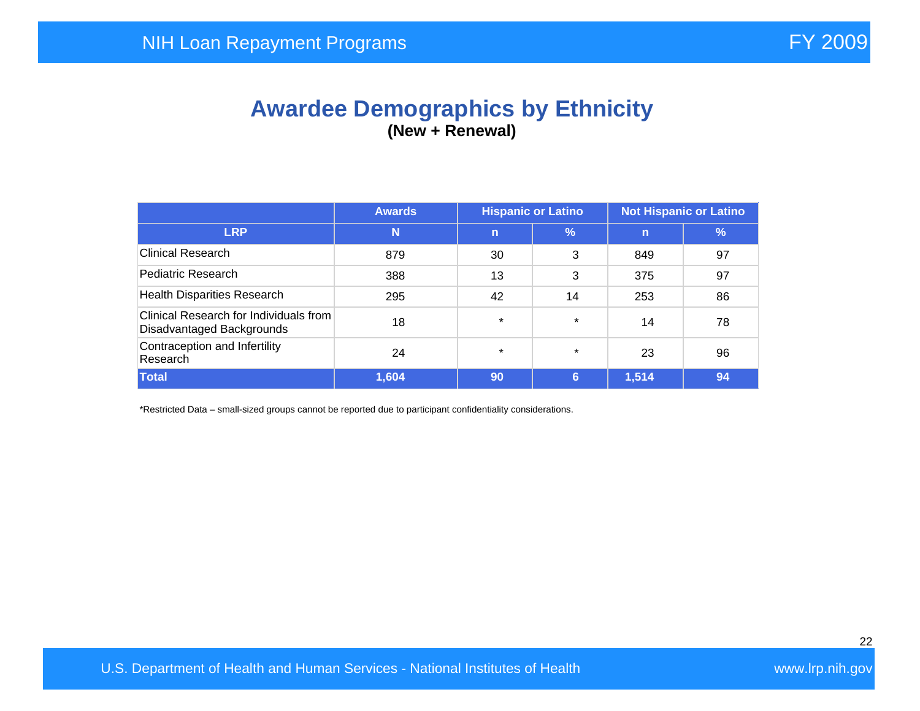# Awardee Demographics by Ethnicity

**(New + Renewal)**

| | Awards | Hispanic or Latino | | Not Hispanic or Latino | |
|---|---|---|---|---|---|
| **LRP** | **N** | **n** | **%** | **n** | **%** |
| Clinical Research | 879 | 30 | 3 | 849 | 97 |
| Pediatric Research | 388 | 13 | 3 | 375 | 97 |
| Health Disparities Research | 295 | 42 | 14 | 253 | 86 |
| Clinical Research for Individuals from Disadvantaged Backgrounds | 18 | * | * | 14 | 78 |
| Contraception and Infertility Research | 24 | * | * | 23 | 96 |
| **Total** | **1,604** | **90** | **6** | **1,514** | **94** |

*Restricted Data – small-sized groups cannot be reported due to participant confidentiality considerations.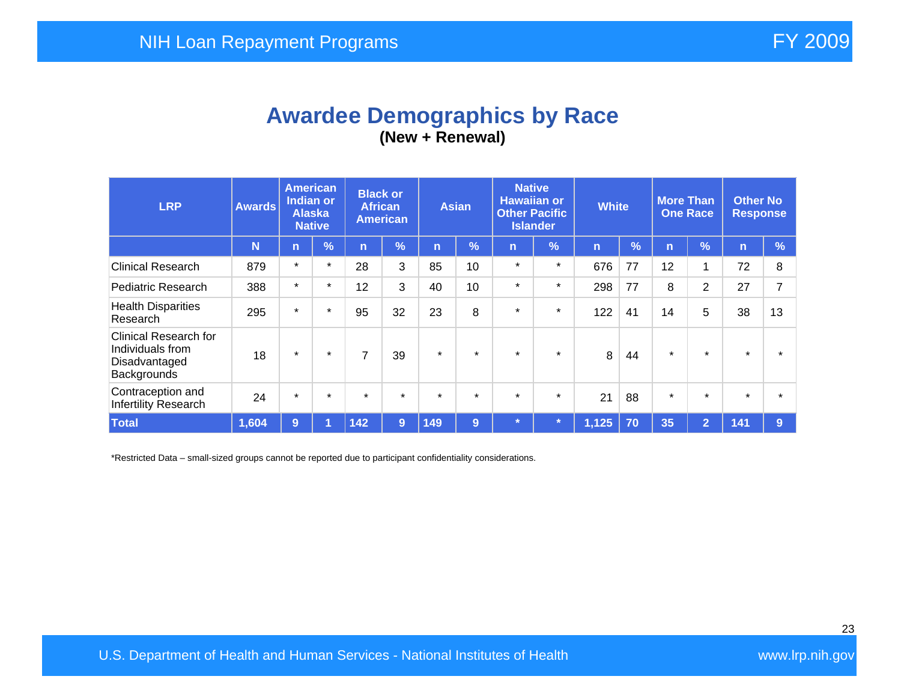# Awardee Demographics by Race

**(New + Renewal)**

| LRP | Awards | American Indian or Alaska Native | | Black or African American | | Asian | | Native Hawaiian or Other Pacific Islander | | White | | More Than One Race | | Other No Response | |
|---|---|---|---|---|---|---|---|---|---|---|---|---|---|---|---|
| | N | n | % | n | % | n | % | n | % | n | % | n | % | n | % |
| Clinical Research | 879 | * | * | 28 | 3 | 85 | 10 | * | * | 676 | 77 | 12 | 1 | 72 | 8 |
| Pediatric Research | 388 | * | * | 12 | 3 | 40 | 10 | * | * | 298 | 77 | 8 | 2 | 27 | 7 |
| Health Disparities Research | 295 | * | * | 95 | 32 | 23 | 8 | * | * | 122 | 41 | 14 | 5 | 38 | 13 |
| Clinical Research for Individuals from Disadvantaged Backgrounds | 18 | * | * | 7 | 39 | * | * | * | * | 8 | 44 | * | * | * | * |
| Contraception and Infertility Research | 24 | * | * | * | * | * | * | * | * | 21 | 88 | * | * | * | * |
| **Total** | **1,604** | **9** | **1** | **142** | **9** | **149** | **9** | ***** | ***** | **1,125** | **70** | **35** | **2** | **141** | **9** |

*Restricted Data – small-sized groups cannot be reported due to participant confidentiality considerations.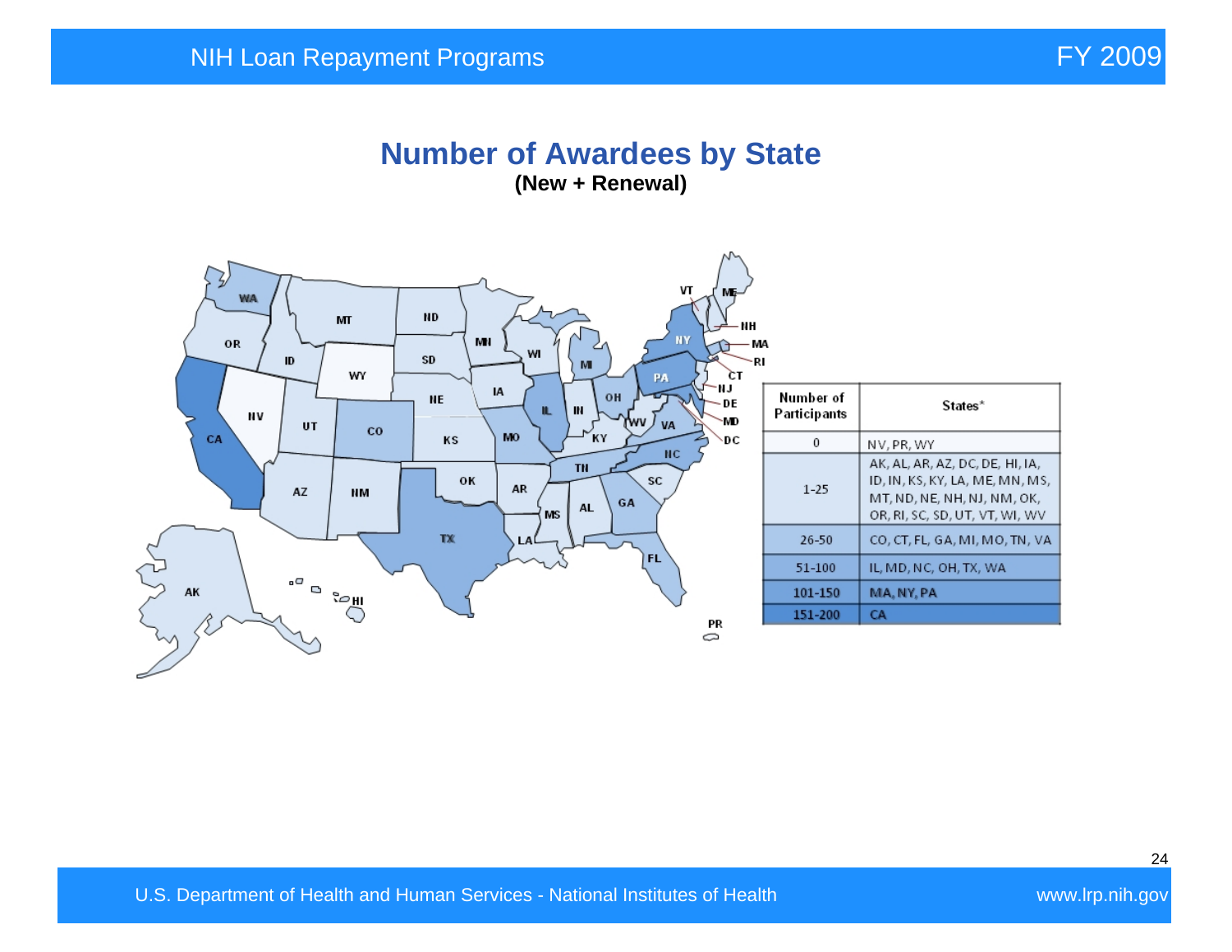## Number of Awardees by State

**(New + Renewal)**

| Number of Participants | States* |
|---|---|
| 0 | NV, PR, WY |
| 1-25 | AK, AL, AR, AZ, DC, DE, HI, IA, ID, IN, KS, KY, LA, ME, MN, MS, MT, ND, NE, NH, NJ, NM, OK, OR, RI, SC, SD, UT, VT, WI, WV |
| 26-50 | CO, CT, FL, GA, MI, MO, TN, VA |
| 51-100 | IL, MD, NC, OH, TX, WA |
| 101-150 | MA, NY, PA |
| 151-200 | CA |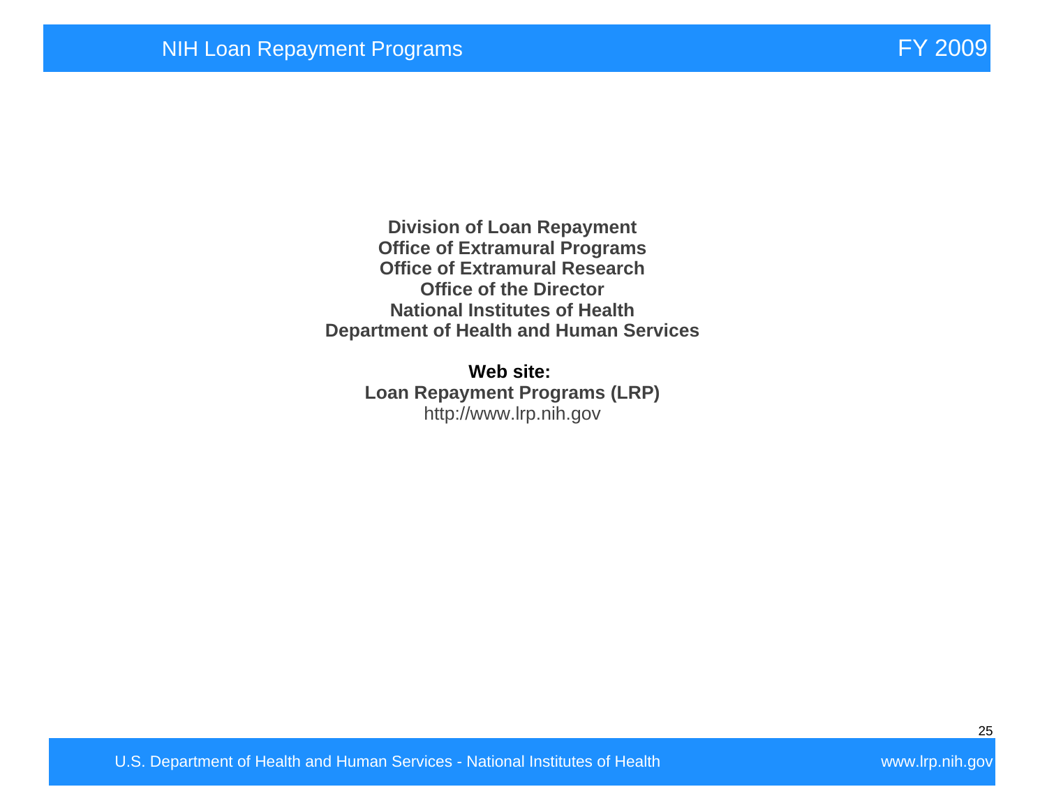**Division of Loan Repayment**
**Office of Extramural Programs**
**Office of Extramural Research**
**Office of the Director**
**National Institutes of Health**
**Department of Health and Human Services**

**Web site:**
**Loan Repayment Programs (LRP)**
http://www.lrp.nih.gov